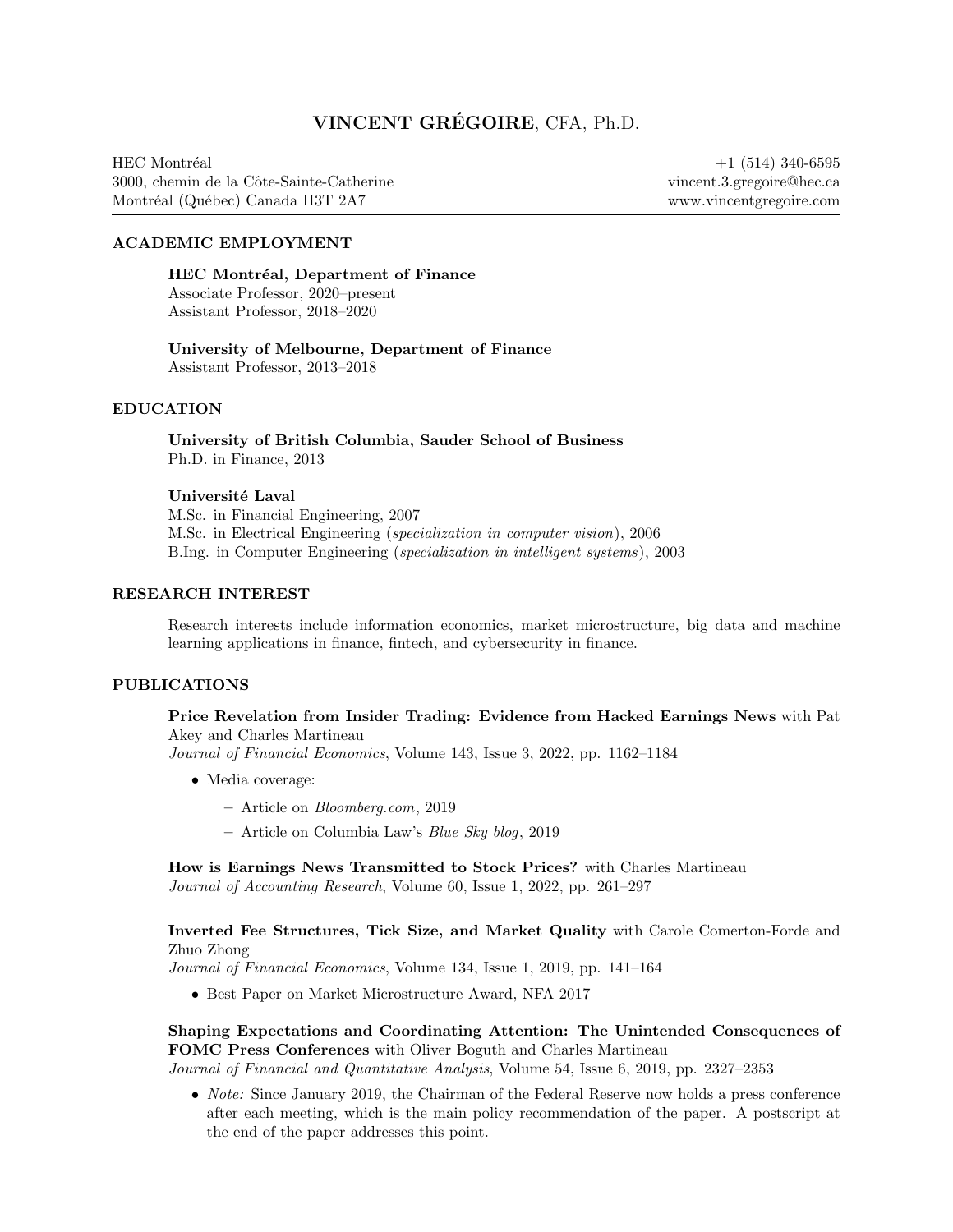# **VINCENT GRÉGOIRE**, CFA, Ph.D.

HEC Montréal
3000, chemin de la Côte-Sainte-Catherine
Montréal (Québec) Canada H3T 2A7

+1 (514) 340-6595
vincent.3.gregoire@hec.ca
www.vincentgregoire.com

## ACADEMIC EMPLOYMENT

**HEC Montréal, Department of Finance**
Associate Professor, 2020–present
Assistant Professor, 2018–2020

**University of Melbourne, Department of Finance**
Assistant Professor, 2013–2018

## EDUCATION

**University of British Columbia, Sauder School of Business**
Ph.D. in Finance, 2013

**Université Laval**
M.Sc. in Financial Engineering, 2007
M.Sc. in Electrical Engineering (*specialization in computer vision*), 2006
B.Ing. in Computer Engineering (*specialization in intelligent systems*), 2003

## RESEARCH INTEREST

Research interests include information economics, market microstructure, big data and machine learning applications in finance, fintech, and cybersecurity in finance.

## PUBLICATIONS

**Price Revelation from Insider Trading: Evidence from Hacked Earnings News** with Pat Akey and Charles Martineau
*Journal of Financial Economics*, Volume 143, Issue 3, 2022, pp. 1162–1184

- Media coverage:
  - Article on *Bloomberg.com*, 2019
  - Article on Columbia Law's *Blue Sky blog*, 2019

**How is Earnings News Transmitted to Stock Prices?** with Charles Martineau
*Journal of Accounting Research*, Volume 60, Issue 1, 2022, pp. 261–297

**Inverted Fee Structures, Tick Size, and Market Quality** with Carole Comerton-Forde and Zhuo Zhong
*Journal of Financial Economics*, Volume 134, Issue 1, 2019, pp. 141–164

- Best Paper on Market Microstructure Award, NFA 2017

**Shaping Expectations and Coordinating Attention: The Unintended Consequences of FOMC Press Conferences** with Oliver Boguth and Charles Martineau
*Journal of Financial and Quantitative Analysis*, Volume 54, Issue 6, 2019, pp. 2327–2353

- *Note:* Since January 2019, the Chairman of the Federal Reserve now holds a press conference after each meeting, which is the main policy recommendation of the paper. A postscript at the end of the paper addresses this point.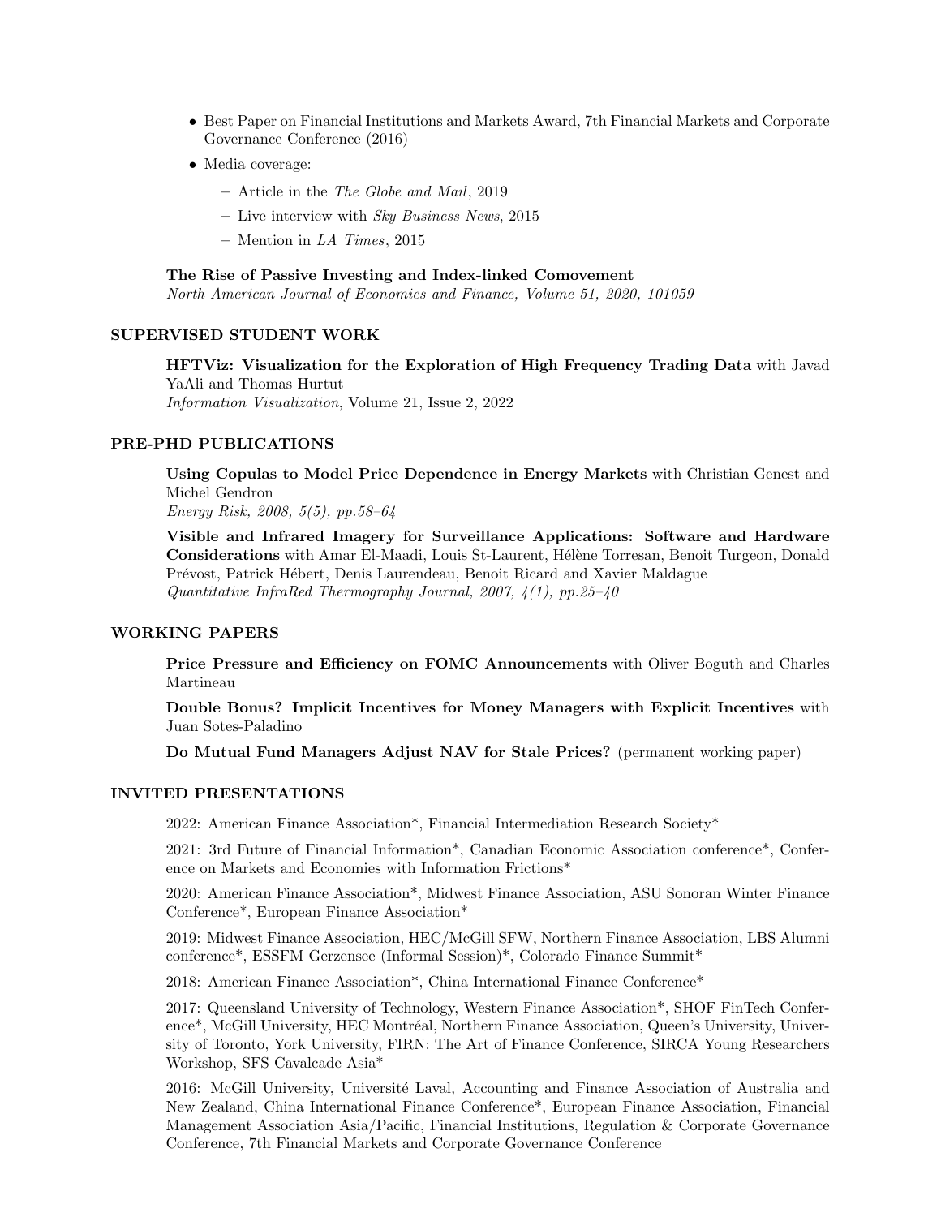- Best Paper on Financial Institutions and Markets Award, 7th Financial Markets and Corporate Governance Conference (2016)
- Media coverage:
  - Article in the *The Globe and Mail*, 2019
  - Live interview with *Sky Business News*, 2015
  - Mention in *LA Times*, 2015

**The Rise of Passive Investing and Index-linked Comovement**
*North American Journal of Economics and Finance, Volume 51, 2020, 101059*

## SUPERVISED STUDENT WORK

**HFTViz: Visualization for the Exploration of High Frequency Trading Data** with Javad YaAli and Thomas Hurtut
*Information Visualization*, Volume 21, Issue 2, 2022

## PRE-PHD PUBLICATIONS

**Using Copulas to Model Price Dependence in Energy Markets** with Christian Genest and Michel Gendron
*Energy Risk, 2008, 5(5), pp.58–64*

**Visible and Infrared Imagery for Surveillance Applications: Software and Hardware Considerations** with Amar El-Maadi, Louis St-Laurent, Hélène Torresan, Benoit Turgeon, Donald Prévost, Patrick Hébert, Denis Laurendeau, Benoit Ricard and Xavier Maldague
*Quantitative InfraRed Thermography Journal, 2007, 4(1), pp.25–40*

## WORKING PAPERS

**Price Pressure and Efficiency on FOMC Announcements** with Oliver Boguth and Charles Martineau

**Double Bonus? Implicit Incentives for Money Managers with Explicit Incentives** with Juan Sotes-Paladino

**Do Mutual Fund Managers Adjust NAV for Stale Prices?** (permanent working paper)

## INVITED PRESENTATIONS

2022: American Finance Association*, Financial Intermediation Research Society*

2021: 3rd Future of Financial Information*, Canadian Economic Association conference*, Conference on Markets and Economies with Information Frictions*

2020: American Finance Association*, Midwest Finance Association, ASU Sonoran Winter Finance Conference*, European Finance Association*

2019: Midwest Finance Association, HEC/McGill SFW, Northern Finance Association, LBS Alumni conference*, ESSFM Gerzensee (Informal Session)*, Colorado Finance Summit*

2018: American Finance Association*, China International Finance Conference*

2017: Queensland University of Technology, Western Finance Association*, SHOF FinTech Conference*, McGill University, HEC Montréal, Northern Finance Association, Queen's University, University of Toronto, York University, FIRN: The Art of Finance Conference, SIRCA Young Researchers Workshop, SFS Cavalcade Asia*

2016: McGill University, Université Laval, Accounting and Finance Association of Australia and New Zealand, China International Finance Conference*, European Finance Association, Financial Management Association Asia/Pacific, Financial Institutions, Regulation & Corporate Governance Conference, 7th Financial Markets and Corporate Governance Conference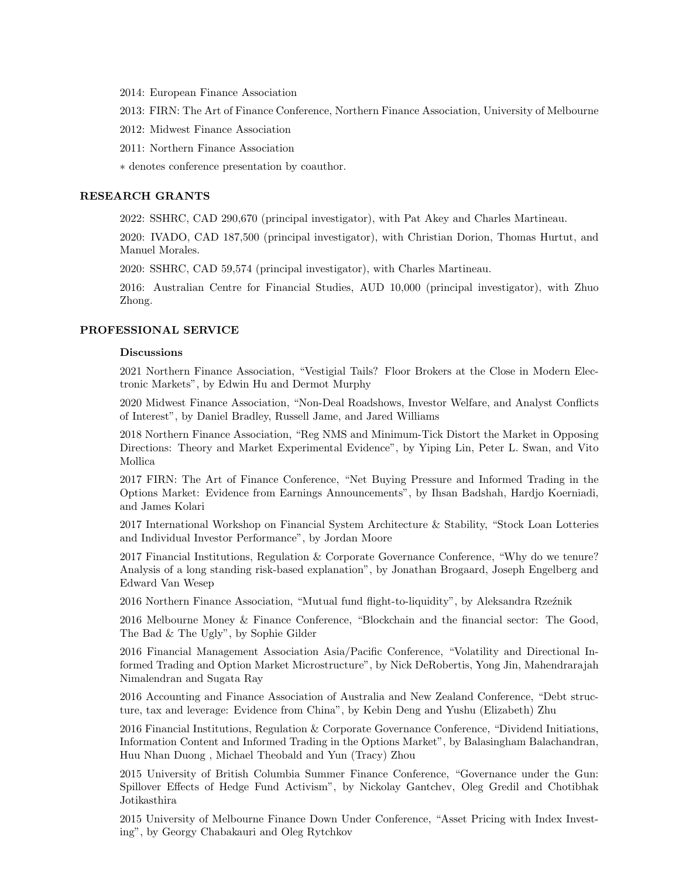2014: European Finance Association

2013: FIRN: The Art of Finance Conference, Northern Finance Association, University of Melbourne

2012: Midwest Finance Association

2011: Northern Finance Association

∗ denotes conference presentation by coauthor.

## RESEARCH GRANTS

2022: SSHRC, CAD 290,670 (principal investigator), with Pat Akey and Charles Martineau.

2020: IVADO, CAD 187,500 (principal investigator), with Christian Dorion, Thomas Hurtut, and Manuel Morales.

2020: SSHRC, CAD 59,574 (principal investigator), with Charles Martineau.

2016: Australian Centre for Financial Studies, AUD 10,000 (principal investigator), with Zhuo Zhong.

## PROFESSIONAL SERVICE

### Discussions

2021 Northern Finance Association, "Vestigial Tails? Floor Brokers at the Close in Modern Electronic Markets", by Edwin Hu and Dermot Murphy

2020 Midwest Finance Association, "Non-Deal Roadshows, Investor Welfare, and Analyst Conflicts of Interest", by Daniel Bradley, Russell Jame, and Jared Williams

2018 Northern Finance Association, "Reg NMS and Minimum-Tick Distort the Market in Opposing Directions: Theory and Market Experimental Evidence", by Yiping Lin, Peter L. Swan, and Vito Mollica

2017 FIRN: The Art of Finance Conference, "Net Buying Pressure and Informed Trading in the Options Market: Evidence from Earnings Announcements", by Ihsan Badshah, Hardjo Koerniadi, and James Kolari

2017 International Workshop on Financial System Architecture & Stability, "Stock Loan Lotteries and Individual Investor Performance", by Jordan Moore

2017 Financial Institutions, Regulation & Corporate Governance Conference, "Why do we tenure? Analysis of a long standing risk-based explanation", by Jonathan Brogaard, Joseph Engelberg and Edward Van Wesep

2016 Northern Finance Association, "Mutual fund flight-to-liquidity", by Aleksandra Rzeźnik

2016 Melbourne Money & Finance Conference, "Blockchain and the financial sector: The Good, The Bad & The Ugly", by Sophie Gilder

2016 Financial Management Association Asia/Pacific Conference, "Volatility and Directional Informed Trading and Option Market Microstructure", by Nick DeRobertis, Yong Jin, Mahendrarajah Nimalendran and Sugata Ray

2016 Accounting and Finance Association of Australia and New Zealand Conference, "Debt structure, tax and leverage: Evidence from China", by Kebin Deng and Yushu (Elizabeth) Zhu

2016 Financial Institutions, Regulation & Corporate Governance Conference, "Dividend Initiations, Information Content and Informed Trading in the Options Market", by Balasingham Balachandran, Huu Nhan Duong , Michael Theobald and Yun (Tracy) Zhou

2015 University of British Columbia Summer Finance Conference, "Governance under the Gun: Spillover Effects of Hedge Fund Activism", by Nickolay Gantchev, Oleg Gredil and Chotibhak Jotikasthira

2015 University of Melbourne Finance Down Under Conference, "Asset Pricing with Index Investing", by Georgy Chabakauri and Oleg Rytchkov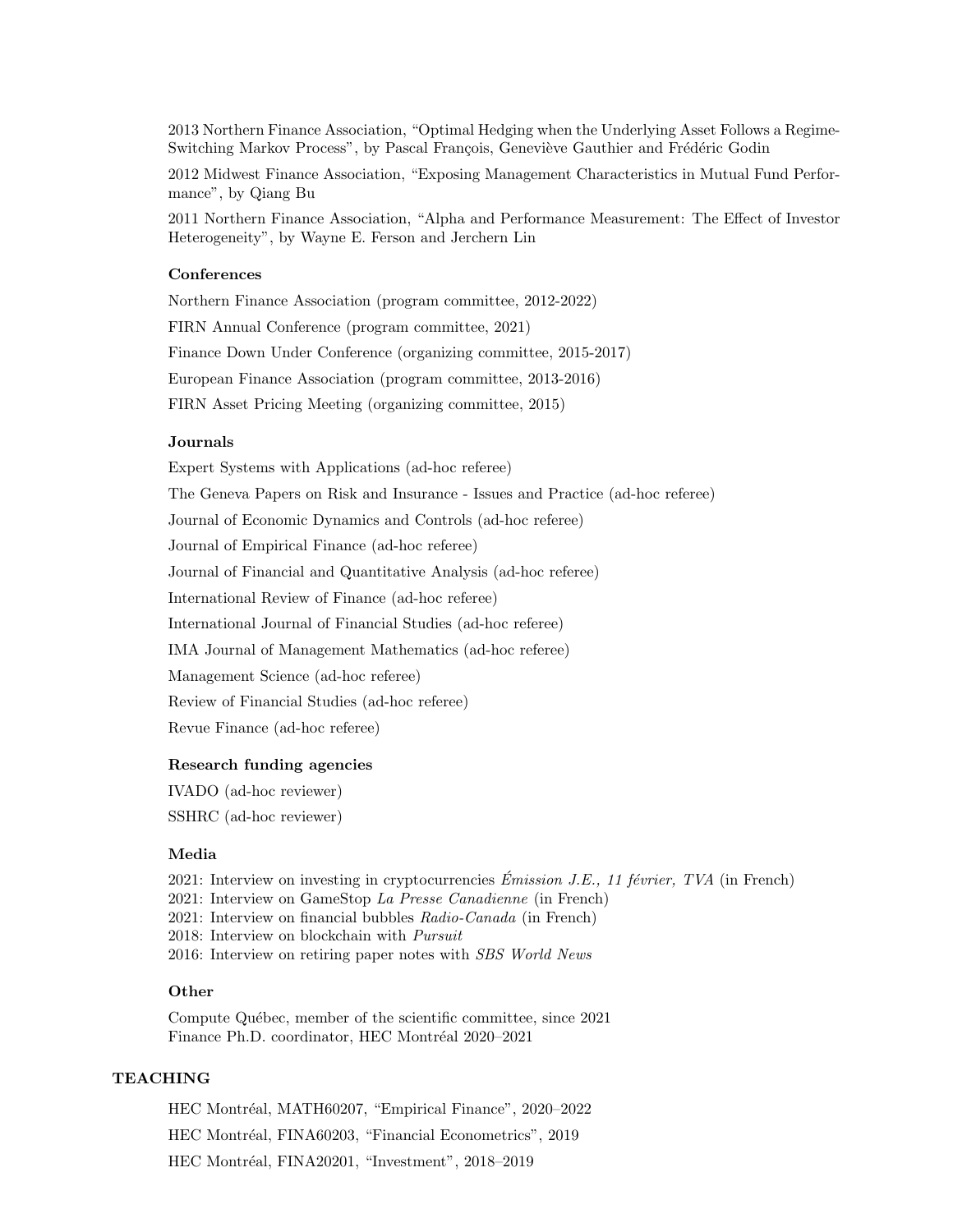2013 Northern Finance Association, “Optimal Hedging when the Underlying Asset Follows a Regime-Switching Markov Process”, by Pascal François, Geneviève Gauthier and Frédéric Godin

2012 Midwest Finance Association, “Exposing Management Characteristics in Mutual Fund Performance”, by Qiang Bu

2011 Northern Finance Association, “Alpha and Performance Measurement: The Effect of Investor Heterogeneity”, by Wayne E. Ferson and Jerchern Lin

### Conferences

Northern Finance Association (program committee, 2012-2022)

FIRN Annual Conference (program committee, 2021)

Finance Down Under Conference (organizing committee, 2015-2017)

European Finance Association (program committee, 2013-2016)

FIRN Asset Pricing Meeting (organizing committee, 2015)

### Journals

Expert Systems with Applications (ad-hoc referee)

The Geneva Papers on Risk and Insurance - Issues and Practice (ad-hoc referee)

Journal of Economic Dynamics and Controls (ad-hoc referee)

Journal of Empirical Finance (ad-hoc referee)

Journal of Financial and Quantitative Analysis (ad-hoc referee)

International Review of Finance (ad-hoc referee)

International Journal of Financial Studies (ad-hoc referee)

IMA Journal of Management Mathematics (ad-hoc referee)

Management Science (ad-hoc referee)

Review of Financial Studies (ad-hoc referee)

Revue Finance (ad-hoc referee)

### Research funding agencies

IVADO (ad-hoc reviewer)

SSHRC (ad-hoc reviewer)

### Media

2021: Interview on investing in cryptocurrencies *Émission J.E., 11 février, TVA* (in French)
2021: Interview on GameStop *La Presse Canadienne* (in French)
2021: Interview on financial bubbles *Radio-Canada* (in French)
2018: Interview on blockchain with *Pursuit*
2016: Interview on retiring paper notes with *SBS World News*

### Other

Compute Québec, member of the scientific committee, since 2021
Finance Ph.D. coordinator, HEC Montréal 2020–2021

## TEACHING

HEC Montréal, MATH60207, “Empirical Finance”, 2020–2022

HEC Montréal, FINA60203, “Financial Econometrics”, 2019

HEC Montréal, FINA20201, “Investment”, 2018–2019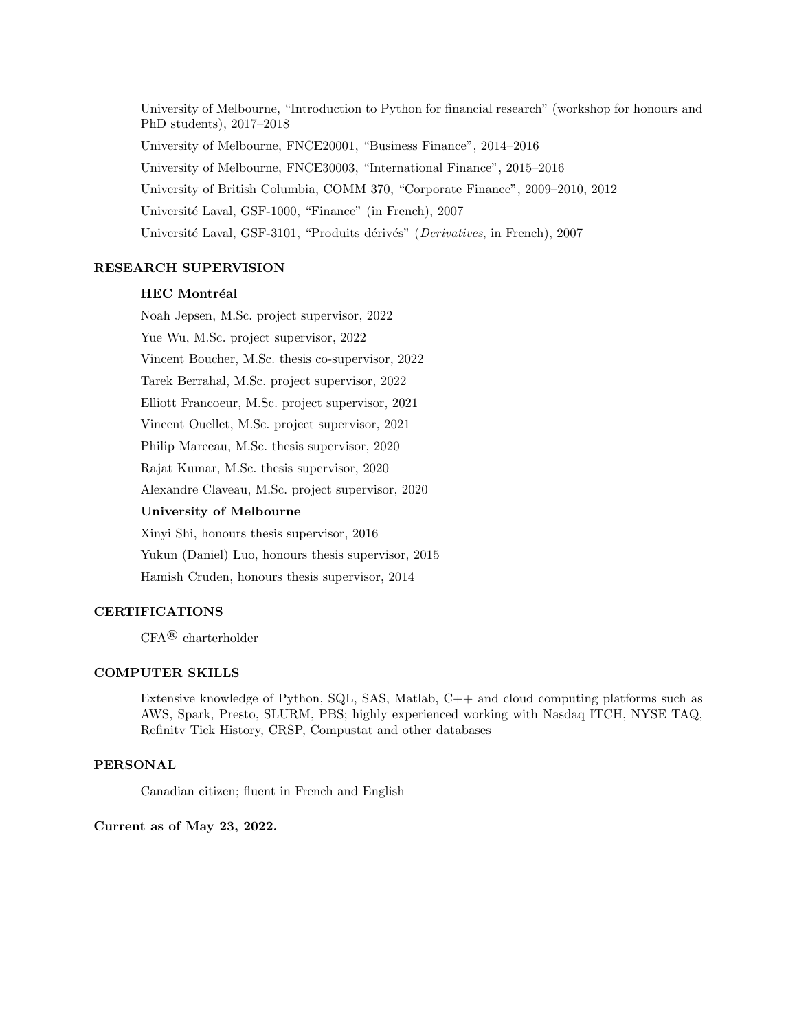University of Melbourne, "Introduction to Python for financial research" (workshop for honours and PhD students), 2017–2018

University of Melbourne, FNCE20001, "Business Finance", 2014–2016

University of Melbourne, FNCE30003, "International Finance", 2015–2016

University of British Columbia, COMM 370, "Corporate Finance", 2009–2010, 2012

Université Laval, GSF-1000, "Finance" (in French), 2007

Université Laval, GSF-3101, "Produits dérivés" (*Derivatives*, in French), 2007

## RESEARCH SUPERVISION

### HEC Montréal

Noah Jepsen, M.Sc. project supervisor, 2022

Yue Wu, M.Sc. project supervisor, 2022

Vincent Boucher, M.Sc. thesis co-supervisor, 2022

Tarek Berrahal, M.Sc. project supervisor, 2022

Elliott Francoeur, M.Sc. project supervisor, 2021

Vincent Ouellet, M.Sc. project supervisor, 2021

Philip Marceau, M.Sc. thesis supervisor, 2020

Rajat Kumar, M.Sc. thesis supervisor, 2020

Alexandre Claveau, M.Sc. project supervisor, 2020

### University of Melbourne

Xinyi Shi, honours thesis supervisor, 2016

Yukun (Daniel) Luo, honours thesis supervisor, 2015

Hamish Cruden, honours thesis supervisor, 2014

## CERTIFICATIONS

CFA® charterholder

## COMPUTER SKILLS

Extensive knowledge of Python, SQL, SAS, Matlab, C++ and cloud computing platforms such as AWS, Spark, Presto, SLURM, PBS; highly experienced working with Nasdaq ITCH, NYSE TAQ, Refinitv Tick History, CRSP, Compustat and other databases

## PERSONAL

Canadian citizen; fluent in French and English

**Current as of May 23, 2022.**